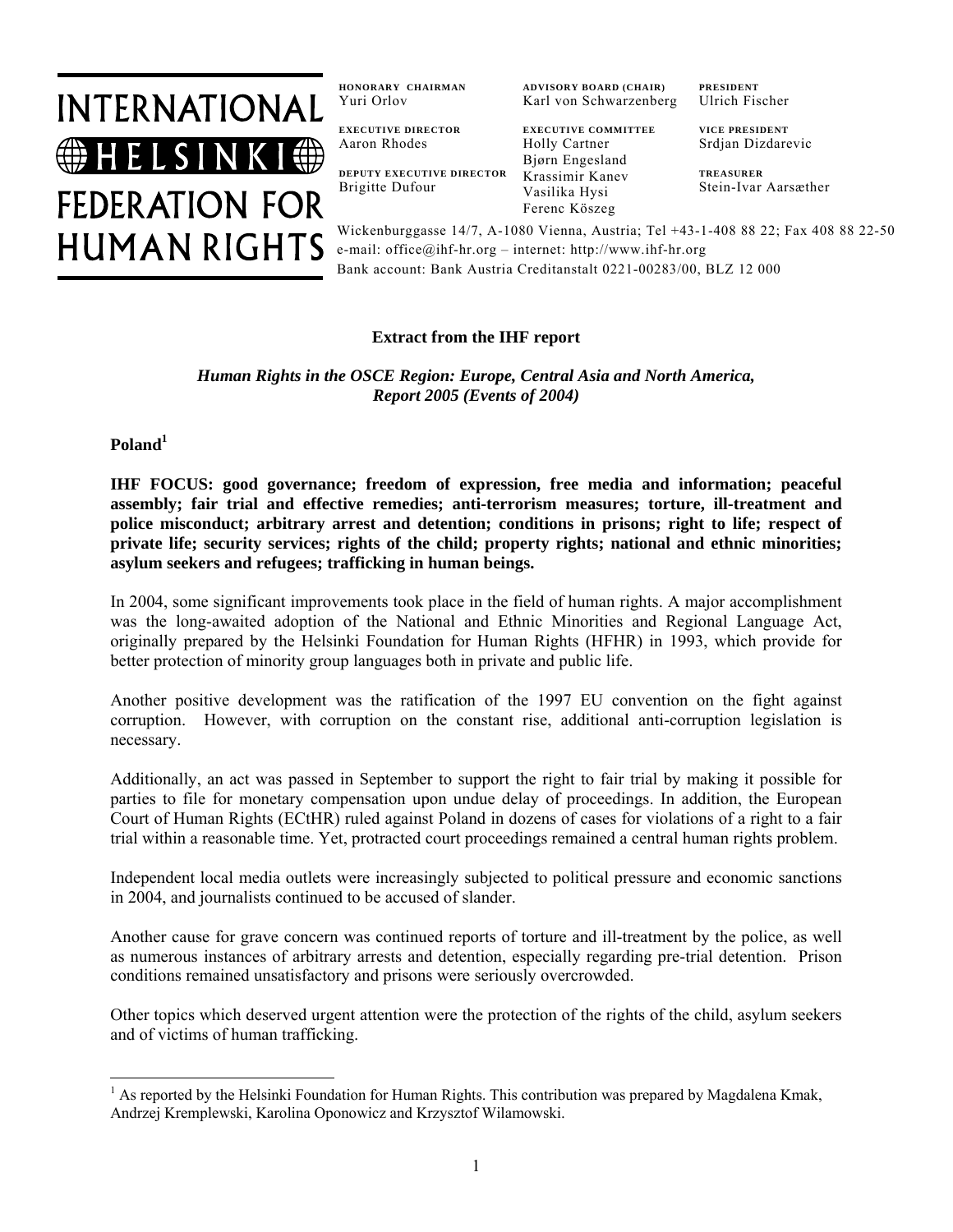# INTERNATIONAL HELSINKI FEDERATION FOR HUMAN RIGHTS

**HONORARY CHAIRMAN**
Yuri Orlov

**EXECUTIVE DIRECTOR**
Aaron Rhodes

**DEPUTY EXECUTIVE DIRECTOR**
Brigitte Dufour

**ADVISORY BOARD (CHAIR)**
Karl von Schwarzenberg

**EXECUTIVE COMMITTEE**
Holly Cartner
Bjørn Engesland
Krassimir Kanev
Vasilika Hysi
Ferenc Köszeg

**PRESIDENT**
Ulrich Fischer

**VICE PRESIDENT**
Srdjan Dizdarevic

**TREASURER**
Stein-Ivar Aarsæther

Wickenburggasse 14/7, A-1080 Vienna, Austria; Tel +43-1-408 88 22; Fax 408 88 22-50
e-mail: office@ihf-hr.org – internet: http://www.ihf-hr.org
Bank account: Bank Austria Creditanstalt 0221-00283/00, BLZ 12 000

**Extract from the IHF report**

***Human Rights in the OSCE Region: Europe, Central Asia and North America, Report 2005 (Events of 2004)***

## Poland[1]

**IHF FOCUS: good governance; freedom of expression, free media and information; peaceful assembly; fair trial and effective remedies; anti-terrorism measures; torture, ill-treatment and police misconduct; arbitrary arrest and detention; conditions in prisons; right to life; respect of private life; security services; rights of the child; property rights; national and ethnic minorities; asylum seekers and refugees; trafficking in human beings.**

In 2004, some significant improvements took place in the field of human rights. A major accomplishment was the long-awaited adoption of the National and Ethnic Minorities and Regional Language Act, originally prepared by the Helsinki Foundation for Human Rights (HFHR) in 1993, which provide for better protection of minority group languages both in private and public life.

Another positive development was the ratification of the 1997 EU convention on the fight against corruption. However, with corruption on the constant rise, additional anti-corruption legislation is necessary.

Additionally, an act was passed in September to support the right to fair trial by making it possible for parties to file for monetary compensation upon undue delay of proceedings. In addition, the European Court of Human Rights (ECtHR) ruled against Poland in dozens of cases for violations of a right to a fair trial within a reasonable time. Yet, protracted court proceedings remained a central human rights problem.

Independent local media outlets were increasingly subjected to political pressure and economic sanctions in 2004, and journalists continued to be accused of slander.

Another cause for grave concern was continued reports of torture and ill-treatment by the police, as well as numerous instances of arbitrary arrests and detention, especially regarding pre-trial detention. Prison conditions remained unsatisfactory and prisons were seriously overcrowded.

Other topics which deserved urgent attention were the protection of the rights of the child, asylum seekers and of victims of human trafficking.

---

[1] As reported by the Helsinki Foundation for Human Rights. This contribution was prepared by Magdalena Kmak, Andrzej Kremplewski, Karolina Oponowicz and Krzysztof Wilamowski.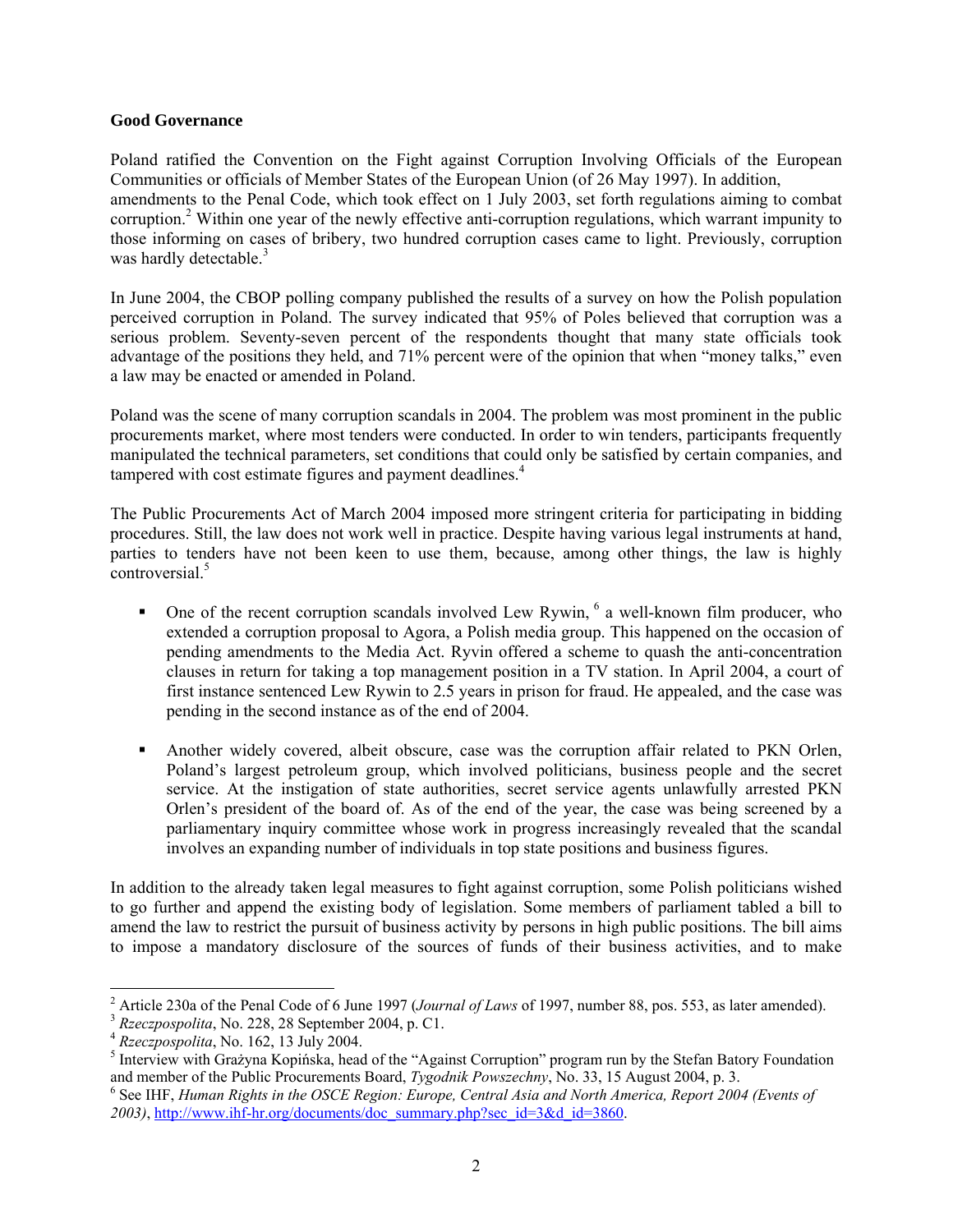**Good Governance**

Poland ratified the Convention on the Fight against Corruption Involving Officials of the European Communities or officials of Member States of the European Union (of 26 May 1997). In addition, amendments to the Penal Code, which took effect on 1 July 2003, set forth regulations aiming to combat corruption.[2] Within one year of the newly effective anti-corruption regulations, which warrant impunity to those informing on cases of bribery, two hundred corruption cases came to light. Previously, corruption was hardly detectable.[3]

In June 2004, the CBOP polling company published the results of a survey on how the Polish population perceived corruption in Poland. The survey indicated that 95% of Poles believed that corruption was a serious problem. Seventy-seven percent of the respondents thought that many state officials took advantage of the positions they held, and 71% percent were of the opinion that when "money talks," even a law may be enacted or amended in Poland.

Poland was the scene of many corruption scandals in 2004. The problem was most prominent in the public procurements market, where most tenders were conducted. In order to win tenders, participants frequently manipulated the technical parameters, set conditions that could only be satisfied by certain companies, and tampered with cost estimate figures and payment deadlines.[4]

The Public Procurements Act of March 2004 imposed more stringent criteria for participating in bidding procedures. Still, the law does not work well in practice. Despite having various legal instruments at hand, parties to tenders have not been keen to use them, because, among other things, the law is highly controversial.[5]

- One of the recent corruption scandals involved Lew Rywin, [6] a well-known film producer, who extended a corruption proposal to Agora, a Polish media group. This happened on the occasion of pending amendments to the Media Act. Ryvin offered a scheme to quash the anti-concentration clauses in return for taking a top management position in a TV station. In April 2004, a court of first instance sentenced Lew Rywin to 2.5 years in prison for fraud. He appealed, and the case was pending in the second instance as of the end of 2004.

- Another widely covered, albeit obscure, case was the corruption affair related to PKN Orlen, Poland's largest petroleum group, which involved politicians, business people and the secret service. At the instigation of state authorities, secret service agents unlawfully arrested PKN Orlen's president of the board of. As of the end of the year, the case was being screened by a parliamentary inquiry committee whose work in progress increasingly revealed that the scandal involves an expanding number of individuals in top state positions and business figures.

In addition to the already taken legal measures to fight against corruption, some Polish politicians wished to go further and append the existing body of legislation. Some members of parliament tabled a bill to amend the law to restrict the pursuit of business activity by persons in high public positions. The bill aims to impose a mandatory disclosure of the sources of funds of their business activities, and to make

---

[2] Article 230a of the Penal Code of 6 June 1997 (*Journal of Laws* of 1997, number 88, pos. 553, as later amended).

[3] *Rzeczpospolita*, No. 228, 28 September 2004, p. C1.

[4] *Rzeczpospolita*, No. 162, 13 July 2004.

[5] Interview with Grażyna Kopińska, head of the "Against Corruption" program run by the Stefan Batory Foundation and member of the Public Procurements Board, *Tygodnik Powszechny*, No. 33, 15 August 2004, p. 3.

[6] See IHF, *Human Rights in the OSCE Region: Europe, Central Asia and North America, Report 2004 (Events of 2003)*, http://www.ihf-hr.org/documents/doc_summary.php?sec_id=3&d_id=3860.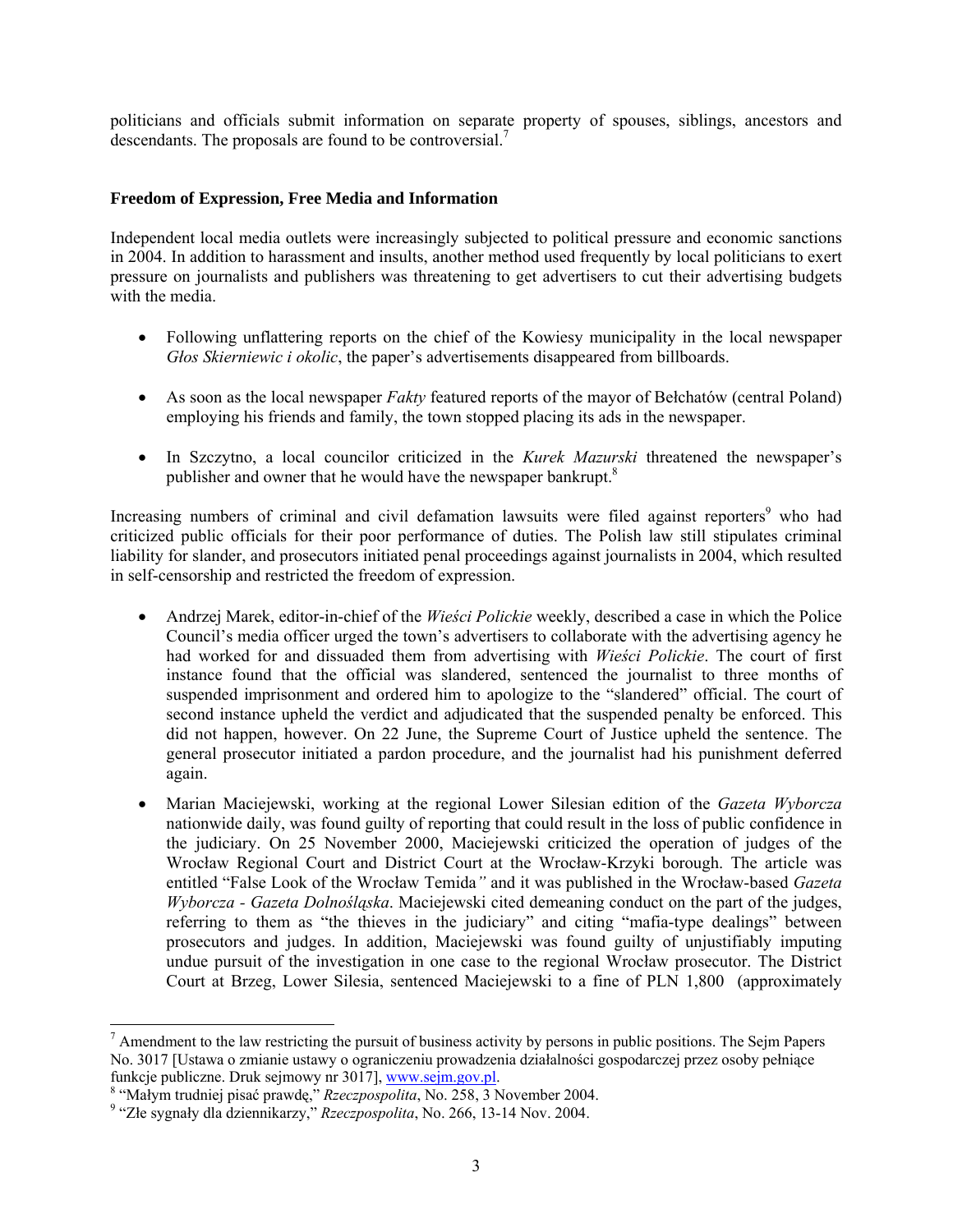politicians and officials submit information on separate property of spouses, siblings, ancestors and descendants. The proposals are found to be controversial.[7]

## Freedom of Expression, Free Media and Information

Independent local media outlets were increasingly subjected to political pressure and economic sanctions in 2004. In addition to harassment and insults, another method used frequently by local politicians to exert pressure on journalists and publishers was threatening to get advertisers to cut their advertising budgets with the media.

- Following unflattering reports on the chief of the Kowiesy municipality in the local newspaper *Głos Skierniewic i okolic*, the paper's advertisements disappeared from billboards.
- As soon as the local newspaper *Fakty* featured reports of the mayor of Bełchatów (central Poland) employing his friends and family, the town stopped placing its ads in the newspaper.
- In Szczytno, a local councilor criticized in the *Kurek Mazurski* threatened the newspaper's publisher and owner that he would have the newspaper bankrupt.[8]

Increasing numbers of criminal and civil defamation lawsuits were filed against reporters[9] who had criticized public officials for their poor performance of duties. The Polish law still stipulates criminal liability for slander, and prosecutors initiated penal proceedings against journalists in 2004, which resulted in self-censorship and restricted the freedom of expression.

- Andrzej Marek, editor-in-chief of the *Wieści Polickie* weekly, described a case in which the Police Council's media officer urged the town's advertisers to collaborate with the advertising agency he had worked for and dissuaded them from advertising with *Wieści Polickie*. The court of first instance found that the official was slandered, sentenced the journalist to three months of suspended imprisonment and ordered him to apologize to the "slandered" official. The court of second instance upheld the verdict and adjudicated that the suspended penalty be enforced. This did not happen, however. On 22 June, the Supreme Court of Justice upheld the sentence. The general prosecutor initiated a pardon procedure, and the journalist had his punishment deferred again.
- Marian Maciejewski, working at the regional Lower Silesian edition of the *Gazeta Wyborcza* nationwide daily, was found guilty of reporting that could result in the loss of public confidence in the judiciary. On 25 November 2000, Maciejewski criticized the operation of judges of the Wrocław Regional Court and District Court at the Wrocław-Krzyki borough. The article was entitled "False Look of the Wrocław Temida*"* and it was published in the Wrocław-based *Gazeta Wyborcza - Gazeta Dolnośląska*. Maciejewski cited demeaning conduct on the part of the judges, referring to them as "the thieves in the judiciary" and citing "mafia-type dealings" between prosecutors and judges. In addition, Maciejewski was found guilty of unjustifiably imputing undue pursuit of the investigation in one case to the regional Wrocław prosecutor. The District Court at Brzeg, Lower Silesia, sentenced Maciejewski to a fine of PLN 1,800 (approximately

---

[7] Amendment to the law restricting the pursuit of business activity by persons in public positions. The Sejm Papers No. 3017 [Ustawa o zmianie ustawy o ograniczeniu prowadzenia działalności gospodarczej przez osoby pełniące funkcje publiczne. Druk sejmowy nr 3017], www.sejm.gov.pl.

[8] "Małym trudniej pisać prawdę," *Rzeczpospolita*, No. 258, 3 November 2004.

[9] "Złe sygnały dla dziennikarzy," *Rzeczpospolita*, No. 266, 13-14 Nov. 2004.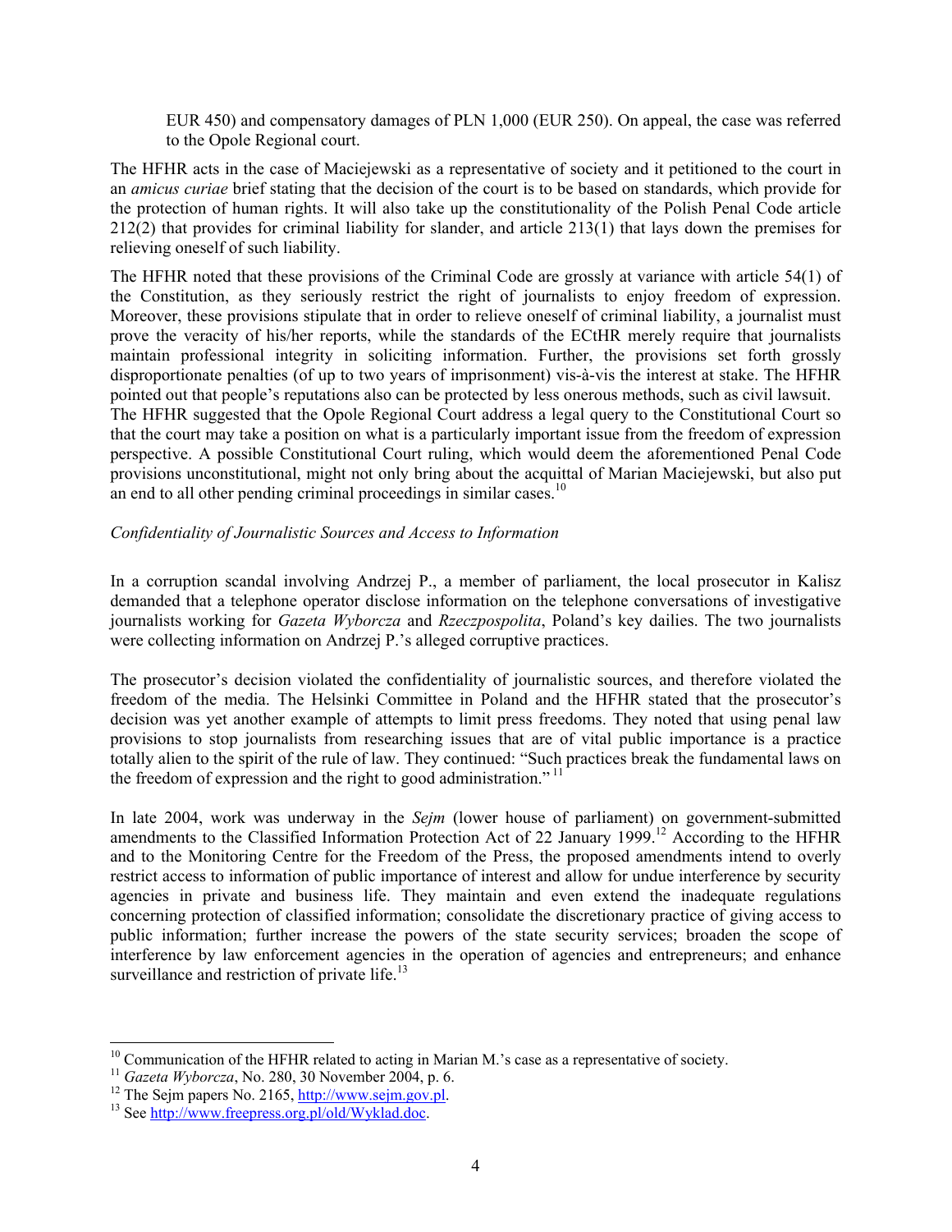EUR 450) and compensatory damages of PLN 1,000 (EUR 250). On appeal, the case was referred to the Opole Regional court.

The HFHR acts in the case of Maciejewski as a representative of society and it petitioned to the court in an *amicus curiae* brief stating that the decision of the court is to be based on standards, which provide for the protection of human rights. It will also take up the constitutionality of the Polish Penal Code article 212(2) that provides for criminal liability for slander, and article 213(1) that lays down the premises for relieving oneself of such liability.

The HFHR noted that these provisions of the Criminal Code are grossly at variance with article 54(1) of the Constitution, as they seriously restrict the right of journalists to enjoy freedom of expression. Moreover, these provisions stipulate that in order to relieve oneself of criminal liability, a journalist must prove the veracity of his/her reports, while the standards of the ECtHR merely require that journalists maintain professional integrity in soliciting information. Further, the provisions set forth grossly disproportionate penalties (of up to two years of imprisonment) vis-à-vis the interest at stake. The HFHR pointed out that people's reputations also can be protected by less onerous methods, such as civil lawsuit.
The HFHR suggested that the Opole Regional Court address a legal query to the Constitutional Court so that the court may take a position on what is a particularly important issue from the freedom of expression perspective. A possible Constitutional Court ruling, which would deem the aforementioned Penal Code provisions unconstitutional, might not only bring about the acquittal of Marian Maciejewski, but also put an end to all other pending criminal proceedings in similar cases.[10]

*Confidentiality of Journalistic Sources and Access to Information*

In a corruption scandal involving Andrzej P., a member of parliament, the local prosecutor in Kalisz demanded that a telephone operator disclose information on the telephone conversations of investigative journalists working for *Gazeta Wyborcza* and *Rzeczpospolita*, Poland's key dailies. The two journalists were collecting information on Andrzej P.'s alleged corruptive practices.

The prosecutor's decision violated the confidentiality of journalistic sources, and therefore violated the freedom of the media. The Helsinki Committee in Poland and the HFHR stated that the prosecutor's decision was yet another example of attempts to limit press freedoms. They noted that using penal law provisions to stop journalists from researching issues that are of vital public importance is a practice totally alien to the spirit of the rule of law. They continued: "Such practices break the fundamental laws on the freedom of expression and the right to good administration."[11]

In late 2004, work was underway in the *Sejm* (lower house of parliament) on government-submitted amendments to the Classified Information Protection Act of 22 January 1999.[12] According to the HFHR and to the Monitoring Centre for the Freedom of the Press, the proposed amendments intend to overly restrict access to information of public importance of interest and allow for undue interference by security agencies in private and business life. They maintain and even extend the inadequate regulations concerning protection of classified information; consolidate the discretionary practice of giving access to public information; further increase the powers of the state security services; broaden the scope of interference by law enforcement agencies in the operation of agencies and entrepreneurs; and enhance surveillance and restriction of private life.[13]

---

[10] Communication of the HFHR related to acting in Marian M.'s case as a representative of society.
[11] *Gazeta Wyborcza*, No. 280, 30 November 2004, p. 6.
[12] The Sejm papers No. 2165, http://www.sejm.gov.pl.
[13] See http://www.freepress.org.pl/old/Wyklad.doc.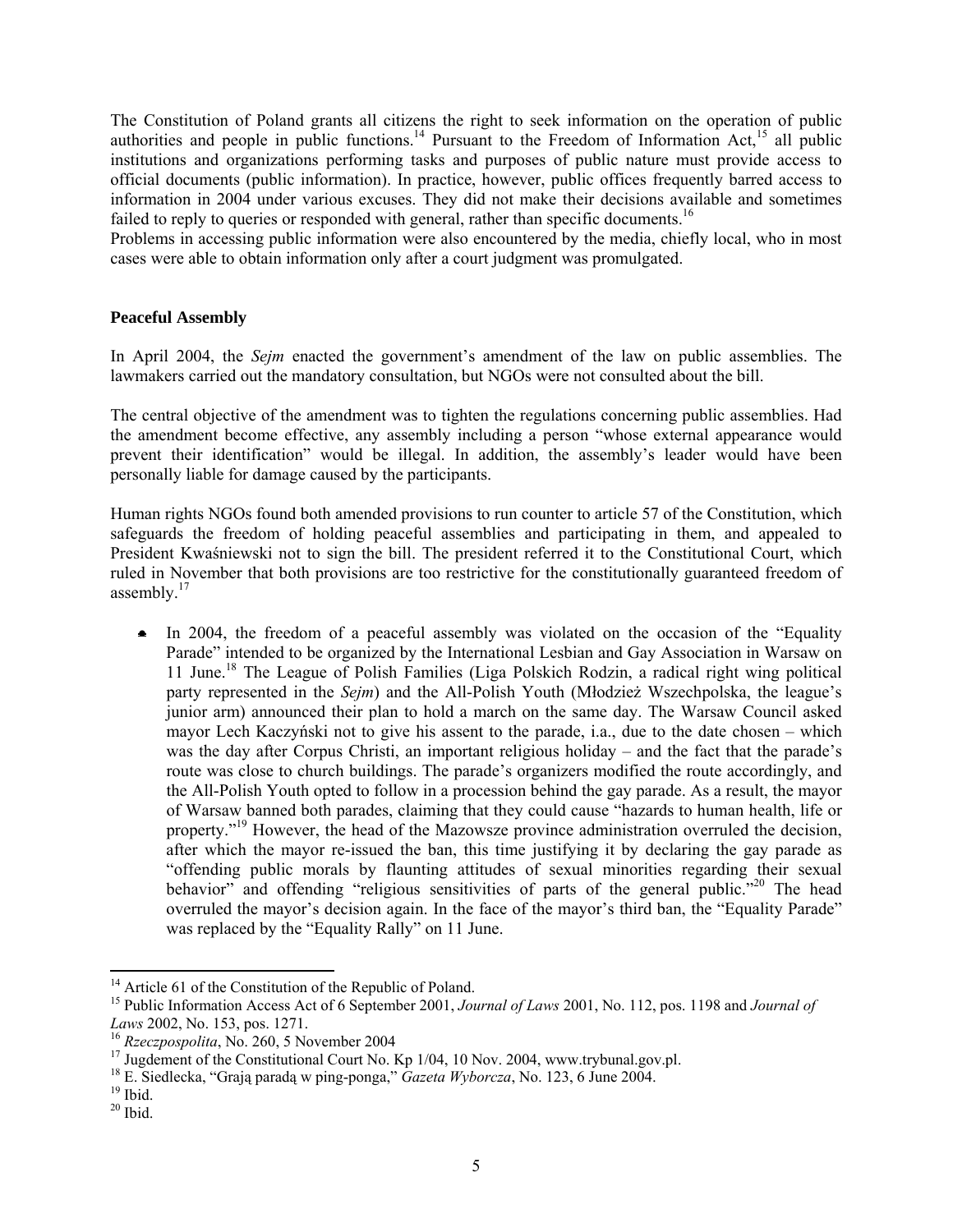The Constitution of Poland grants all citizens the right to seek information on the operation of public authorities and people in public functions.[14] Pursuant to the Freedom of Information Act,[15] all public institutions and organizations performing tasks and purposes of public nature must provide access to official documents (public information). In practice, however, public offices frequently barred access to information in 2004 under various excuses. They did not make their decisions available and sometimes failed to reply to queries or responded with general, rather than specific documents.[16]
Problems in accessing public information were also encountered by the media, chiefly local, who in most cases were able to obtain information only after a court judgment was promulgated.

**Peaceful Assembly**

In April 2004, the *Sejm* enacted the government's amendment of the law on public assemblies. The lawmakers carried out the mandatory consultation, but NGOs were not consulted about the bill.

The central objective of the amendment was to tighten the regulations concerning public assemblies. Had the amendment become effective, any assembly including a person "whose external appearance would prevent their identification" would be illegal. In addition, the assembly's leader would have been personally liable for damage caused by the participants.

Human rights NGOs found both amended provisions to run counter to article 57 of the Constitution, which safeguards the freedom of holding peaceful assemblies and participating in them, and appealed to President Kwaśniewski not to sign the bill. The president referred it to the Constitutional Court, which ruled in November that both provisions are too restrictive for the constitutionally guaranteed freedom of assembly.[17]

- In 2004, the freedom of a peaceful assembly was violated on the occasion of the "Equality Parade" intended to be organized by the International Lesbian and Gay Association in Warsaw on 11 June.[18] The League of Polish Families (Liga Polskich Rodzin, a radical right wing political party represented in the *Sejm*) and the All-Polish Youth (Młodzież Wszechpolska, the league's junior arm) announced their plan to hold a march on the same day. The Warsaw Council asked mayor Lech Kaczyński not to give his assent to the parade, i.a., due to the date chosen – which was the day after Corpus Christi, an important religious holiday – and the fact that the parade's route was close to church buildings. The parade's organizers modified the route accordingly, and the All-Polish Youth opted to follow in a procession behind the gay parade. As a result, the mayor of Warsaw banned both parades, claiming that they could cause "hazards to human health, life or property."[19] However, the head of the Mazowsze province administration overruled the decision, after which the mayor re-issued the ban, this time justifying it by declaring the gay parade as "offending public morals by flaunting attitudes of sexual minorities regarding their sexual behavior" and offending "religious sensitivities of parts of the general public."[20] The head overruled the mayor's decision again. In the face of the mayor's third ban, the "Equality Parade" was replaced by the "Equality Rally" on 11 June.

---

[14] Article 61 of the Constitution of the Republic of Poland.
[15] Public Information Access Act of 6 September 2001, *Journal of Laws* 2001, No. 112, pos. 1198 and *Journal of Laws* 2002, No. 153, pos. 1271.
[16] *Rzeczpospolita*, No. 260, 5 November 2004
[17] Jugdement of the Constitutional Court No. Kp 1/04, 10 Nov. 2004, www.trybunal.gov.pl.
[18] E. Siedlecka, "Grają paradą w ping-ponga," *Gazeta Wyborcza*, No. 123, 6 June 2004.
[19] Ibid.
[20] Ibid.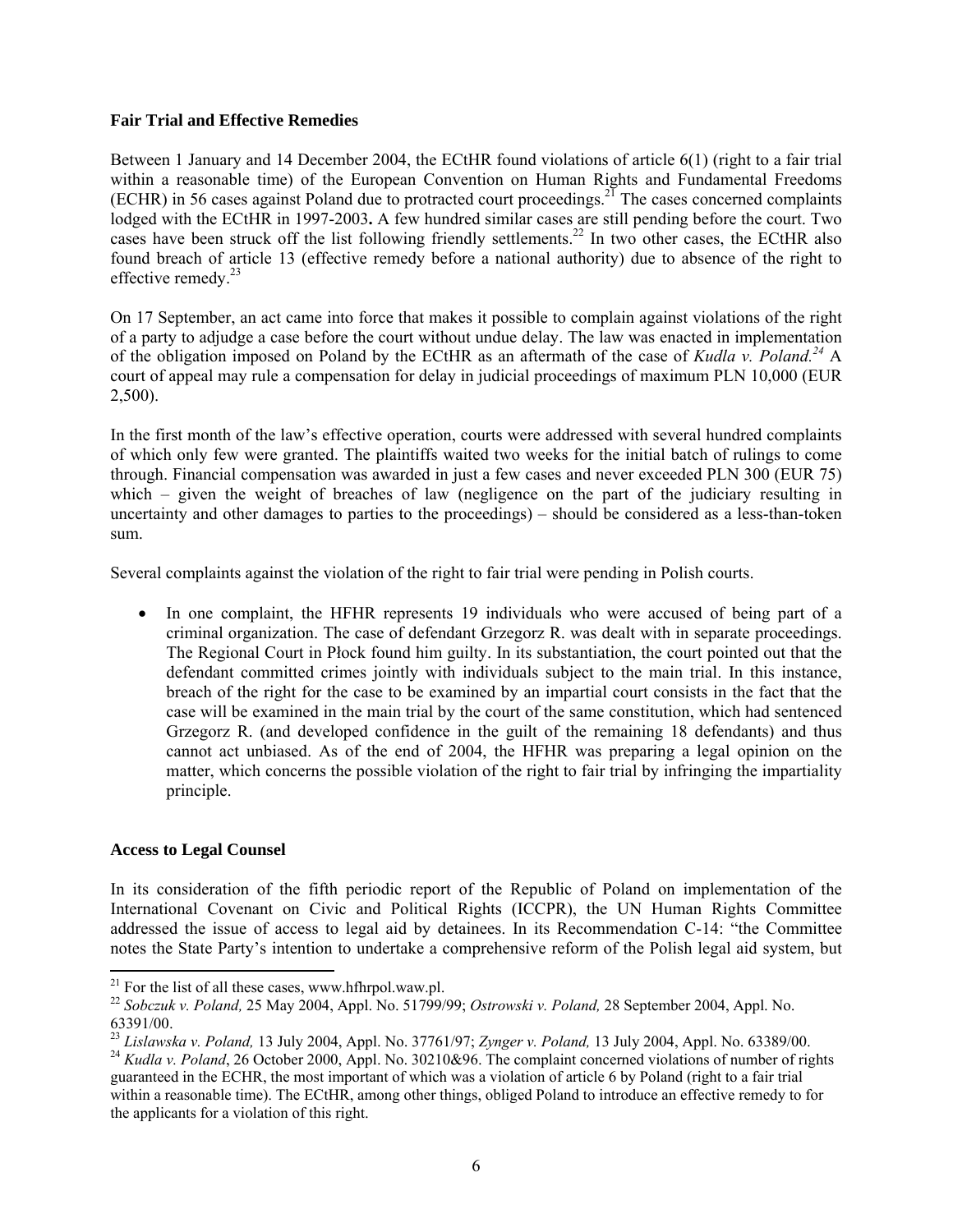**Fair Trial and Effective Remedies**

Between 1 January and 14 December 2004, the ECtHR found violations of article 6(1) (right to a fair trial within a reasonable time) of the European Convention on Human Rights and Fundamental Freedoms (ECHR) in 56 cases against Poland due to protracted court proceedings.[21] The cases concerned complaints lodged with the ECtHR in 1997-2003**.** A few hundred similar cases are still pending before the court. Two cases have been struck off the list following friendly settlements.[22] In two other cases, the ECtHR also found breach of article 13 (effective remedy before a national authority) due to absence of the right to effective remedy.[23]

On 17 September, an act came into force that makes it possible to complain against violations of the right of a party to adjudge a case before the court without undue delay. The law was enacted in implementation of the obligation imposed on Poland by the ECtHR as an aftermath of the case of *Kudla v. Poland.*[24] A court of appeal may rule a compensation for delay in judicial proceedings of maximum PLN 10,000 (EUR 2,500).

In the first month of the law's effective operation, courts were addressed with several hundred complaints of which only few were granted. The plaintiffs waited two weeks for the initial batch of rulings to come through. Financial compensation was awarded in just a few cases and never exceeded PLN 300 (EUR 75) which – given the weight of breaches of law (negligence on the part of the judiciary resulting in uncertainty and other damages to parties to the proceedings) – should be considered as a less-than-token sum.

Several complaints against the violation of the right to fair trial were pending in Polish courts.

- In one complaint, the HFHR represents 19 individuals who were accused of being part of a criminal organization. The case of defendant Grzegorz R. was dealt with in separate proceedings. The Regional Court in Płock found him guilty. In its substantiation, the court pointed out that the defendant committed crimes jointly with individuals subject to the main trial. In this instance, breach of the right for the case to be examined by an impartial court consists in the fact that the case will be examined in the main trial by the court of the same constitution, which had sentenced Grzegorz R. (and developed confidence in the guilt of the remaining 18 defendants) and thus cannot act unbiased. As of the end of 2004, the HFHR was preparing a legal opinion on the matter, which concerns the possible violation of the right to fair trial by infringing the impartiality principle.

**Access to Legal Counsel**

In its consideration of the fifth periodic report of the Republic of Poland on implementation of the International Covenant on Civic and Political Rights (ICCPR), the UN Human Rights Committee addressed the issue of access to legal aid by detainees. In its Recommendation C-14: "the Committee notes the State Party's intention to undertake a comprehensive reform of the Polish legal aid system, but

---

[21] For the list of all these cases, www.hfhrpol.waw.pl.

[22] *Sobczuk v. Poland,* 25 May 2004, Appl. No. 51799/99; *Ostrowski v. Poland,* 28 September 2004, Appl. No. 63391/00.

[23] *Lislawska v. Poland,* 13 July 2004, Appl. No. 37761/97; *Zynger v. Poland,* 13 July 2004, Appl. No. 63389/00.

[24] *Kudla v. Poland*, 26 October 2000, Appl. No. 30210&96. The complaint concerned violations of number of rights guaranteed in the ECHR, the most important of which was a violation of article 6 by Poland (right to a fair trial within a reasonable time). The ECtHR, among other things, obliged Poland to introduce an effective remedy to for the applicants for a violation of this right.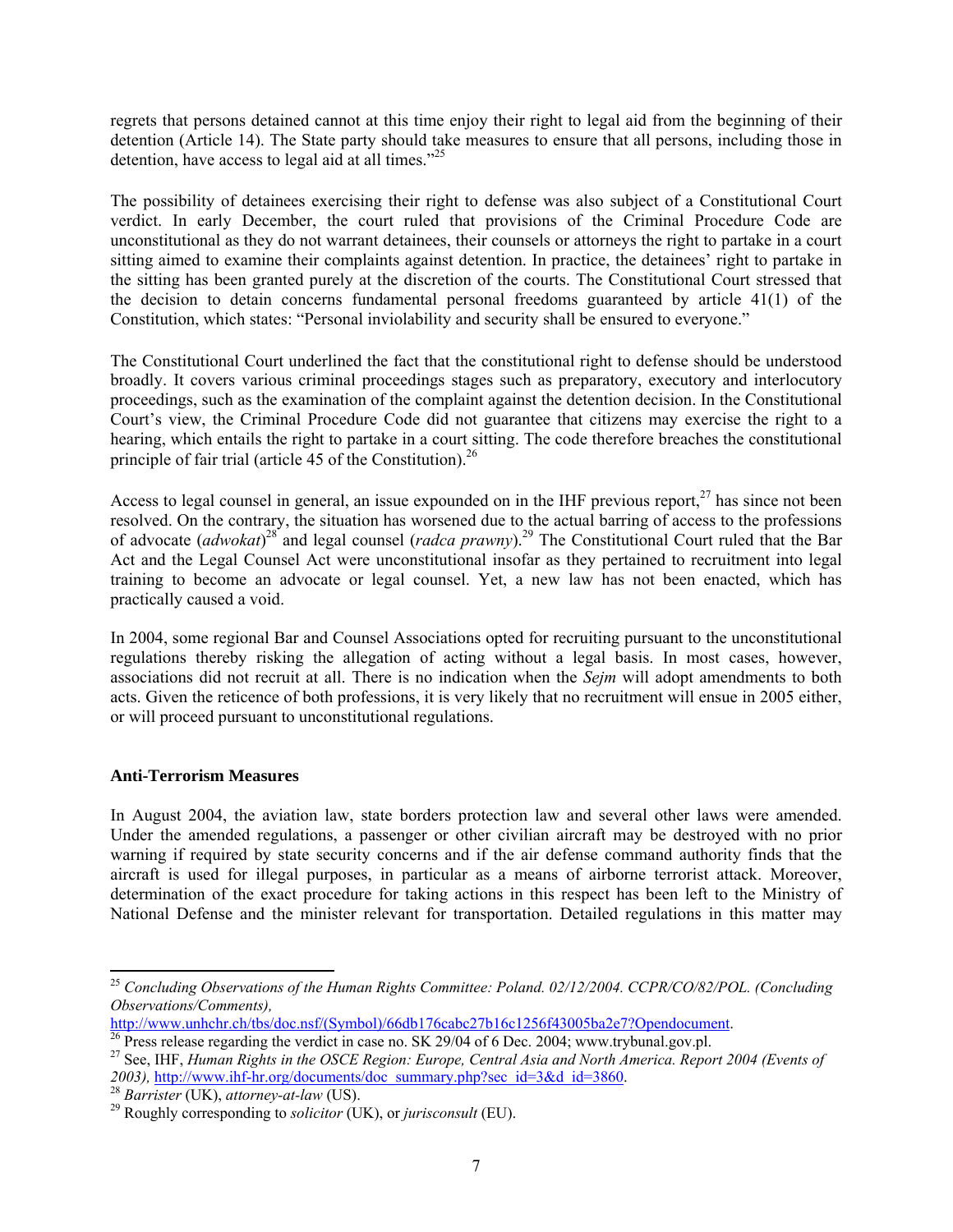regrets that persons detained cannot at this time enjoy their right to legal aid from the beginning of their detention (Article 14). The State party should take measures to ensure that all persons, including those in detention, have access to legal aid at all times."[25]

The possibility of detainees exercising their right to defense was also subject of a Constitutional Court verdict. In early December, the court ruled that provisions of the Criminal Procedure Code are unconstitutional as they do not warrant detainees, their counsels or attorneys the right to partake in a court sitting aimed to examine their complaints against detention. In practice, the detainees' right to partake in the sitting has been granted purely at the discretion of the courts. The Constitutional Court stressed that the decision to detain concerns fundamental personal freedoms guaranteed by article 41(1) of the Constitution, which states: "Personal inviolability and security shall be ensured to everyone."

The Constitutional Court underlined the fact that the constitutional right to defense should be understood broadly. It covers various criminal proceedings stages such as preparatory, executory and interlocutory proceedings, such as the examination of the complaint against the detention decision. In the Constitutional Court's view, the Criminal Procedure Code did not guarantee that citizens may exercise the right to a hearing, which entails the right to partake in a court sitting. The code therefore breaches the constitutional principle of fair trial (article 45 of the Constitution).[26]

Access to legal counsel in general, an issue expounded on in the IHF previous report,[27] has since not been resolved. On the contrary, the situation has worsened due to the actual barring of access to the professions of advocate (*adwokat*)[28] and legal counsel (*radca prawny*).[29] The Constitutional Court ruled that the Bar Act and the Legal Counsel Act were unconstitutional insofar as they pertained to recruitment into legal training to become an advocate or legal counsel. Yet, a new law has not been enacted, which has practically caused a void.

In 2004, some regional Bar and Counsel Associations opted for recruiting pursuant to the unconstitutional regulations thereby risking the allegation of acting without a legal basis. In most cases, however, associations did not recruit at all. There is no indication when the *Sejm* will adopt amendments to both acts. Given the reticence of both professions, it is very likely that no recruitment will ensue in 2005 either, or will proceed pursuant to unconstitutional regulations.

**Anti-Terrorism Measures**

In August 2004, the aviation law, state borders protection law and several other laws were amended. Under the amended regulations, a passenger or other civilian aircraft may be destroyed with no prior warning if required by state security concerns and if the air defense command authority finds that the aircraft is used for illegal purposes, in particular as a means of airborne terrorist attack. Moreover, determination of the exact procedure for taking actions in this respect has been left to the Ministry of National Defense and the minister relevant for transportation. Detailed regulations in this matter may

---

[25] *Concluding Observations of the Human Rights Committee: Poland. 02/12/2004. CCPR/CO/82/POL. (Concluding Observations/Comments),* http://www.unhchr.ch/tbs/doc.nsf/(Symbol)/66db176cabc27b16c1256f43005ba2e7?Opendocument.

[26] Press release regarding the verdict in case no. SK 29/04 of 6 Dec. 2004; www.trybunal.gov.pl.

[27] See, IHF, *Human Rights in the OSCE Region: Europe, Central Asia and North America. Report 2004 (Events of 2003),* http://www.ihf-hr.org/documents/doc_summary.php?sec_id=3&d_id=3860.

[28] *Barrister* (UK), *attorney-at-law* (US).

[29] Roughly corresponding to *solicitor* (UK), or *jurisconsult* (EU).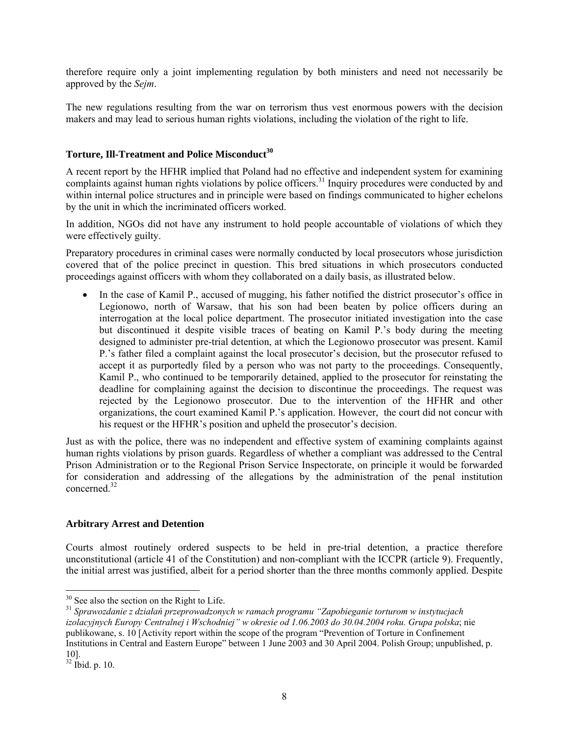therefore require only a joint implementing regulation by both ministers and need not necessarily be approved by the *Sejm*.

The new regulations resulting from the war on terrorism thus vest enormous powers with the decision makers and may lead to serious human rights violations, including the violation of the right to life.

### Torture, Ill-Treatment and Police Misconduct[30]

A recent report by the HFHR implied that Poland had no effective and independent system for examining complaints against human rights violations by police officers.[31] Inquiry procedures were conducted by and within internal police structures and in principle were based on findings communicated to higher echelons by the unit in which the incriminated officers worked.

In addition, NGOs did not have any instrument to hold people accountable of violations of which they were effectively guilty.

Preparatory procedures in criminal cases were normally conducted by local prosecutors whose jurisdiction covered that of the police precinct in question. This bred situations in which prosecutors conducted proceedings against officers with whom they collaborated on a daily basis, as illustrated below.

- In the case of Kamil P., accused of mugging, his father notified the district prosecutor's office in Legionowo, north of Warsaw, that his son had been beaten by police officers during an interrogation at the local police department. The prosecutor initiated investigation into the case but discontinued it despite visible traces of beating on Kamil P.'s body during the meeting designed to administer pre-trial detention, at which the Legionowo prosecutor was present. Kamil P.'s father filed a complaint against the local prosecutor's decision, but the prosecutor refused to accept it as purportedly filed by a person who was not party to the proceedings. Consequently, Kamil P., who continued to be temporarily detained, applied to the prosecutor for reinstating the deadline for complaining against the decision to discontinue the proceedings. The request was rejected by the Legionowo prosecutor. Due to the intervention of the HFHR and other organizations, the court examined Kamil P.'s application. However, the court did not concur with his request or the HFHR's position and upheld the prosecutor's decision.

Just as with the police, there was no independent and effective system of examining complaints against human rights violations by prison guards. Regardless of whether a compliant was addressed to the Central Prison Administration or to the Regional Prison Service Inspectorate, on principle it would be forwarded for consideration and addressing of the allegations by the administration of the penal institution concerned.[32]

### Arbitrary Arrest and Detention

Courts almost routinely ordered suspects to be held in pre-trial detention, a practice therefore unconstitutional (article 41 of the Constitution) and non-compliant with the ICCPR (article 9). Frequently, the initial arrest was justified, albeit for a period shorter than the three months commonly applied. Despite

---

[30] See also the section on the Right to Life.

[31] *Sprawozdanie z działań przeprowadzonych w ramach programu "Zapobieganie torturom w instytucjach izolacyjnych Europy Centralnej i Wschodniej" w okresie od 1.06.2003 do 30.04.2004 roku. Grupa polska*; nie publikowane, s. 10 [Activity report within the scope of the program "Prevention of Torture in Confinement Institutions in Central and Eastern Europe" between 1 June 2003 and 30 April 2004. Polish Group; unpublished, p. 10].

[32] Ibid. p. 10.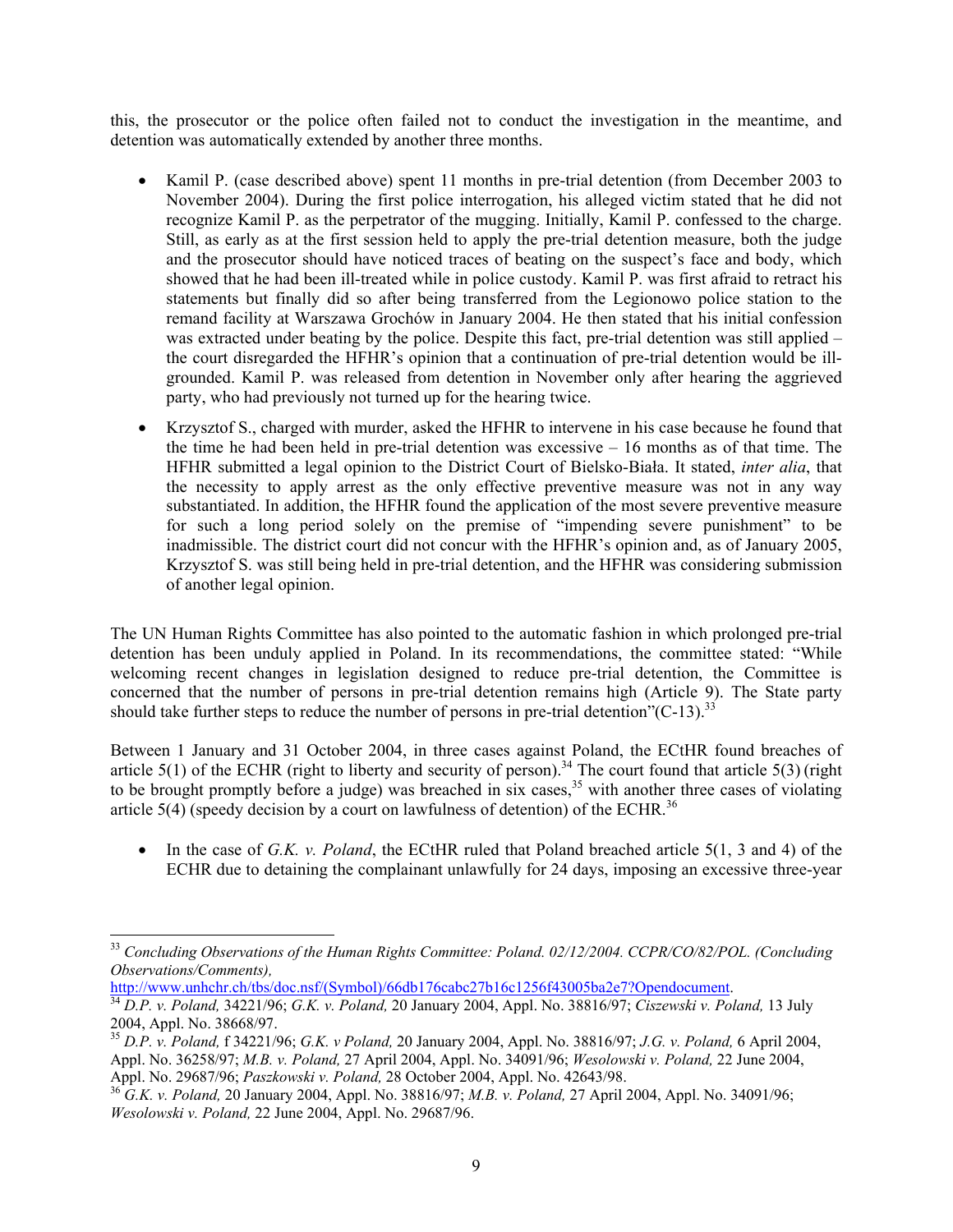this, the prosecutor or the police often failed not to conduct the investigation in the meantime, and detention was automatically extended by another three months.

- Kamil P. (case described above) spent 11 months in pre-trial detention (from December 2003 to November 2004). During the first police interrogation, his alleged victim stated that he did not recognize Kamil P. as the perpetrator of the mugging. Initially, Kamil P. confessed to the charge. Still, as early as at the first session held to apply the pre-trial detention measure, both the judge and the prosecutor should have noticed traces of beating on the suspect's face and body, which showed that he had been ill-treated while in police custody. Kamil P. was first afraid to retract his statements but finally did so after being transferred from the Legionowo police station to the remand facility at Warszawa Grochów in January 2004. He then stated that his initial confession was extracted under beating by the police. Despite this fact, pre-trial detention was still applied – the court disregarded the HFHR's opinion that a continuation of pre-trial detention would be ill-grounded. Kamil P. was released from detention in November only after hearing the aggrieved party, who had previously not turned up for the hearing twice.
- Krzysztof S., charged with murder, asked the HFHR to intervene in his case because he found that the time he had been held in pre-trial detention was excessive – 16 months as of that time. The HFHR submitted a legal opinion to the District Court of Bielsko-Biała. It stated, *inter alia*, that the necessity to apply arrest as the only effective preventive measure was not in any way substantiated. In addition, the HFHR found the application of the most severe preventive measure for such a long period solely on the premise of "impending severe punishment" to be inadmissible. The district court did not concur with the HFHR's opinion and, as of January 2005, Krzysztof S. was still being held in pre-trial detention, and the HFHR was considering submission of another legal opinion.

The UN Human Rights Committee has also pointed to the automatic fashion in which prolonged pre-trial detention has been unduly applied in Poland. In its recommendations, the committee stated: "While welcoming recent changes in legislation designed to reduce pre-trial detention, the Committee is concerned that the number of persons in pre-trial detention remains high (Article 9). The State party should take further steps to reduce the number of persons in pre-trial detention"(C-13).[33]

Between 1 January and 31 October 2004, in three cases against Poland, the ECtHR found breaches of article 5(1) of the ECHR (right to liberty and security of person).[34] The court found that article 5(3) (right to be brought promptly before a judge) was breached in six cases,[35] with another three cases of violating article 5(4) (speedy decision by a court on lawfulness of detention) of the ECHR.[36]

- In the case of *G.K. v. Poland*, the ECtHR ruled that Poland breached article 5(1, 3 and 4) of the ECHR due to detaining the complainant unlawfully for 24 days, imposing an excessive three-year

---

[33] *Concluding Observations of the Human Rights Committee: Poland. 02/12/2004. CCPR/CO/82/POL. (Concluding Observations/Comments),* http://www.unhchr.ch/tbs/doc.nsf/(Symbol)/66db176cabc27b16c1256f43005ba2e7?Opendocument.

[34] *D.P. v. Poland,* 34221/96; *G.K. v. Poland,* 20 January 2004, Appl. No. 38816/97; *Ciszewski v. Poland,* 13 July 2004, Appl. No. 38668/97.

[35] *D.P. v. Poland,* f 34221/96; *G.K. v Poland,* 20 January 2004, Appl. No. 38816/97; *J.G. v. Poland,* 6 April 2004, Appl. No. 36258/97; *M.B. v. Poland,* 27 April 2004, Appl. No. 34091/96; *Wesolowski v. Poland,* 22 June 2004, Appl. No. 29687/96; *Paszkowski v. Poland,* 28 October 2004, Appl. No. 42643/98.

[36] *G.K. v. Poland,* 20 January 2004, Appl. No. 38816/97; *M.B. v. Poland,* 27 April 2004, Appl. No. 34091/96; *Wesolowski v. Poland,* 22 June 2004, Appl. No. 29687/96.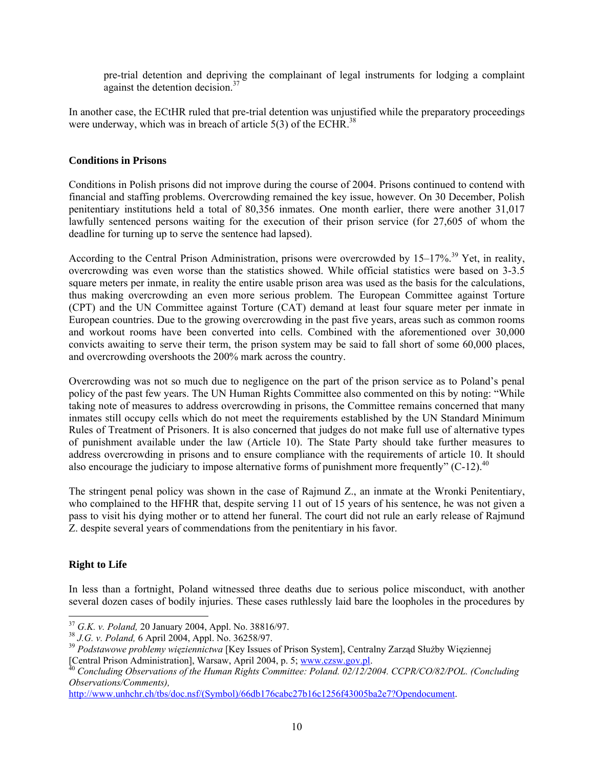pre-trial detention and depriving the complainant of legal instruments for lodging a complaint against the detention decision.[37]

In another case, the ECtHR ruled that pre-trial detention was unjustified while the preparatory proceedings were underway, which was in breach of article 5(3) of the ECHR.[38]

## Conditions in Prisons

Conditions in Polish prisons did not improve during the course of 2004. Prisons continued to contend with financial and staffing problems. Overcrowding remained the key issue, however. On 30 December, Polish penitentiary institutions held a total of 80,356 inmates. One month earlier, there were another 31,017 lawfully sentenced persons waiting for the execution of their prison service (for 27,605 of whom the deadline for turning up to serve the sentence had lapsed).

According to the Central Prison Administration, prisons were overcrowded by 15–17%.[39] Yet, in reality, overcrowding was even worse than the statistics showed. While official statistics were based on 3-3.5 square meters per inmate, in reality the entire usable prison area was used as the basis for the calculations, thus making overcrowding an even more serious problem. The European Committee against Torture (CPT) and the UN Committee against Torture (CAT) demand at least four square meter per inmate in European countries. Due to the growing overcrowding in the past five years, areas such as common rooms and workout rooms have been converted into cells. Combined with the aforementioned over 30,000 convicts awaiting to serve their term, the prison system may be said to fall short of some 60,000 places, and overcrowding overshoots the 200% mark across the country.

Overcrowding was not so much due to negligence on the part of the prison service as to Poland's penal policy of the past few years. The UN Human Rights Committee also commented on this by noting: "While taking note of measures to address overcrowding in prisons, the Committee remains concerned that many inmates still occupy cells which do not meet the requirements established by the UN Standard Minimum Rules of Treatment of Prisoners. It is also concerned that judges do not make full use of alternative types of punishment available under the law (Article 10). The State Party should take further measures to address overcrowding in prisons and to ensure compliance with the requirements of article 10. It should also encourage the judiciary to impose alternative forms of punishment more frequently" (C-12).[40]

The stringent penal policy was shown in the case of Rajmund Z., an inmate at the Wronki Penitentiary, who complained to the HFHR that, despite serving 11 out of 15 years of his sentence, he was not given a pass to visit his dying mother or to attend her funeral. The court did not rule an early release of Rajmund Z. despite several years of commendations from the penitentiary in his favor.

## Right to Life

In less than a fortnight, Poland witnessed three deaths due to serious police misconduct, with another several dozen cases of bodily injuries. These cases ruthlessly laid bare the loopholes in the procedures by

---

[37] *G.K. v. Poland,* 20 January 2004, Appl. No. 38816/97.

[38] *J.G. v. Poland,* 6 April 2004, Appl. No. 36258/97.

[39] *Podstawowe problemy więziennictwa* [Key Issues of Prison System], Centralny Zarząd Służby Więziennej [Central Prison Administration], Warsaw, April 2004, p. 5; www.czsw.gov.pl.

[40] *Concluding Observations of the Human Rights Committee: Poland. 02/12/2004. CCPR/CO/82/POL. (Concluding Observations/Comments),* http://www.unhchr.ch/tbs/doc.nsf/(Symbol)/66db176cabc27b16c1256f43005ba2e7?Opendocument.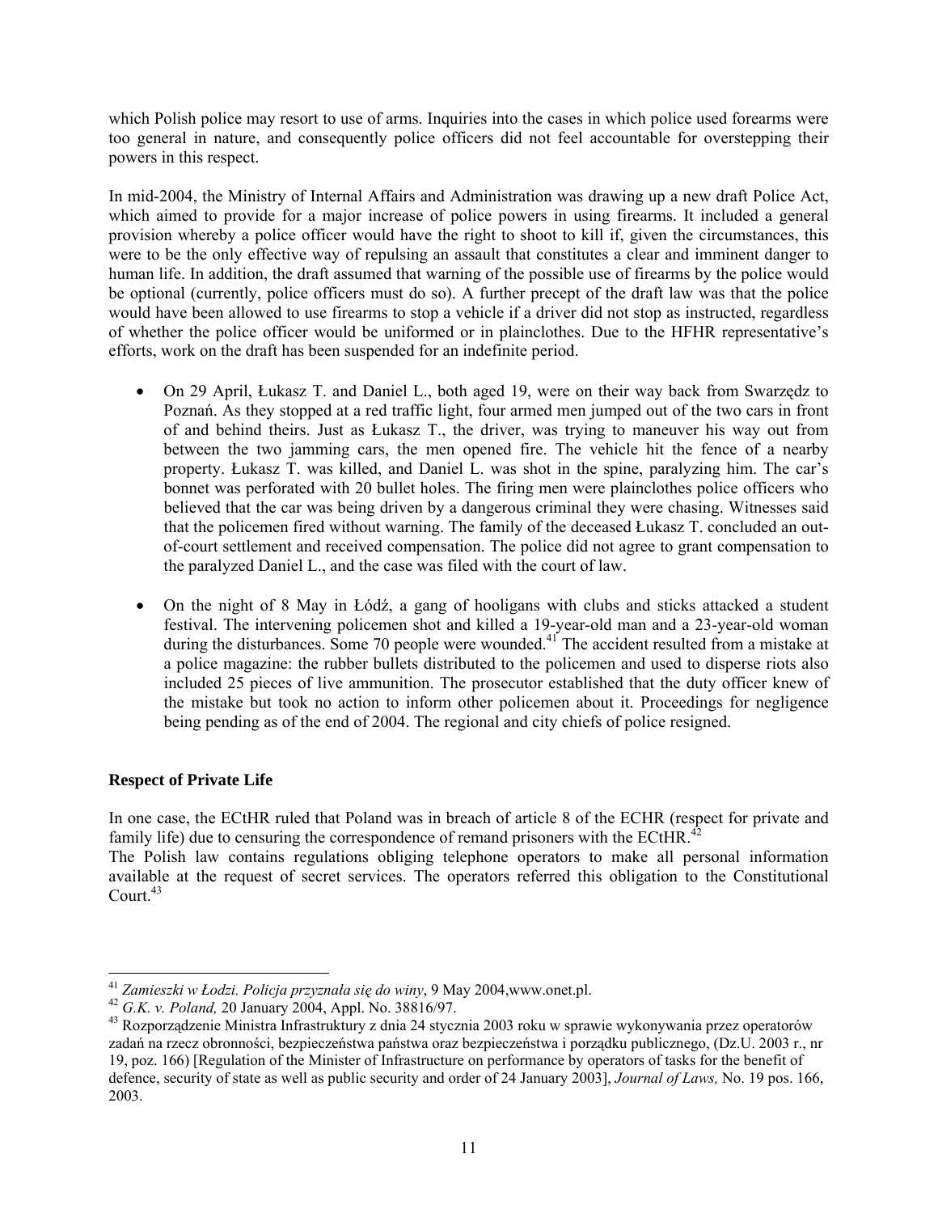which Polish police may resort to use of arms. Inquiries into the cases in which police used forearms were too general in nature, and consequently police officers did not feel accountable for overstepping their powers in this respect.

In mid-2004, the Ministry of Internal Affairs and Administration was drawing up a new draft Police Act, which aimed to provide for a major increase of police powers in using firearms. It included a general provision whereby a police officer would have the right to shoot to kill if, given the circumstances, this were to be the only effective way of repulsing an assault that constitutes a clear and imminent danger to human life. In addition, the draft assumed that warning of the possible use of firearms by the police would be optional (currently, police officers must do so). A further precept of the draft law was that the police would have been allowed to use firearms to stop a vehicle if a driver did not stop as instructed, regardless of whether the police officer would be uniformed or in plainclothes. Due to the HFHR representative's efforts, work on the draft has been suspended for an indefinite period.

- On 29 April, Łukasz T. and Daniel L., both aged 19, were on their way back from Swarzędz to Poznań. As they stopped at a red traffic light, four armed men jumped out of the two cars in front of and behind theirs. Just as Łukasz T., the driver, was trying to maneuver his way out from between the two jamming cars, the men opened fire. The vehicle hit the fence of a nearby property. Łukasz T. was killed, and Daniel L. was shot in the spine, paralyzing him. The car's bonnet was perforated with 20 bullet holes. The firing men were plainclothes police officers who believed that the car was being driven by a dangerous criminal they were chasing. Witnesses said that the policemen fired without warning. The family of the deceased Łukasz T. concluded an out-of-court settlement and received compensation. The police did not agree to grant compensation to the paralyzed Daniel L., and the case was filed with the court of law.

- On the night of 8 May in Łódź, a gang of hooligans with clubs and sticks attacked a student festival. The intervening policemen shot and killed a 19-year-old man and a 23-year-old woman during the disturbances. Some 70 people were wounded.[41] The accident resulted from a mistake at a police magazine: the rubber bullets distributed to the policemen and used to disperse riots also included 25 pieces of live ammunition. The prosecutor established that the duty officer knew of the mistake but took no action to inform other policemen about it. Proceedings for negligence being pending as of the end of 2004. The regional and city chiefs of police resigned.

### Respect of Private Life

In one case, the ECtHR ruled that Poland was in breach of article 8 of the ECHR (respect for private and family life) due to censuring the correspondence of remand prisoners with the ECtHR.[42]
The Polish law contains regulations obliging telephone operators to make all personal information available at the request of secret services. The operators referred this obligation to the Constitutional Court.[43]

---

[41] *Zamieszki w Łodzi. Policja przyznała się do winy*, 9 May 2004,www.onet.pl.

[42] *G.K. v. Poland,* 20 January 2004, Appl. No. 38816/97.

[43] Rozporządzenie Ministra Infrastruktury z dnia 24 stycznia 2003 roku w sprawie wykonywania przez operatorów zadań na rzecz obronności, bezpieczeństwa państwa oraz bezpieczeństwa i porządku publicznego, (Dz.U. 2003 r., nr 19, poz. 166) [Regulation of the Minister of Infrastructure on performance by operators of tasks for the benefit of defence, security of state as well as public security and order of 24 January 2003], *Journal of Laws,* No. 19 pos. 166, 2003.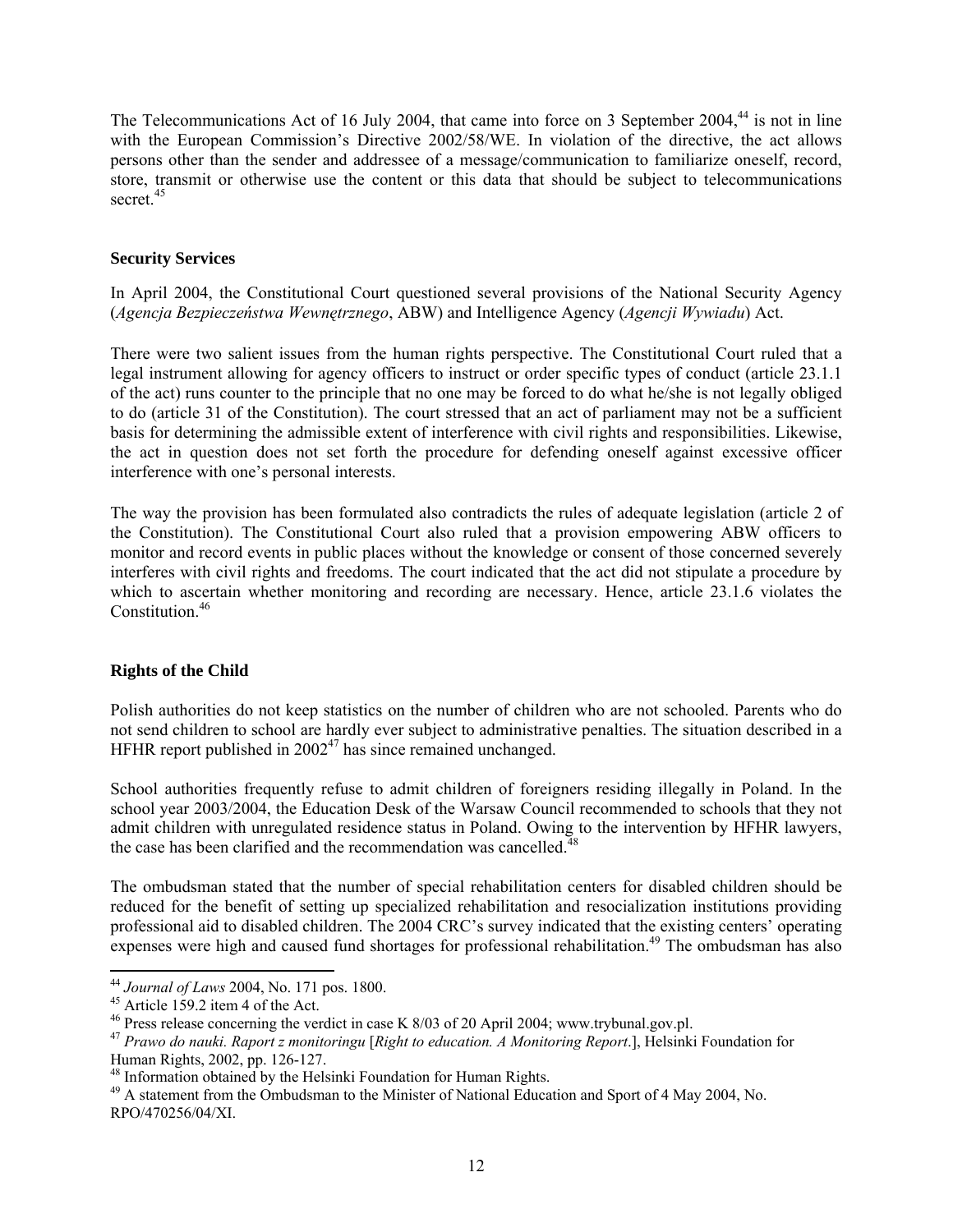The Telecommunications Act of 16 July 2004, that came into force on 3 September 2004,[44] is not in line with the European Commission's Directive 2002/58/WE. In violation of the directive, the act allows persons other than the sender and addressee of a message/communication to familiarize oneself, record, store, transmit or otherwise use the content or this data that should be subject to telecommunications secret.[45]

### Security Services

In April 2004, the Constitutional Court questioned several provisions of the National Security Agency (*Agencja Bezpieczeństwa Wewnętrznego*, ABW) and Intelligence Agency (*Agencji Wywiadu*) Act.

There were two salient issues from the human rights perspective. The Constitutional Court ruled that a legal instrument allowing for agency officers to instruct or order specific types of conduct (article 23.1.1 of the act) runs counter to the principle that no one may be forced to do what he/she is not legally obliged to do (article 31 of the Constitution). The court stressed that an act of parliament may not be a sufficient basis for determining the admissible extent of interference with civil rights and responsibilities. Likewise, the act in question does not set forth the procedure for defending oneself against excessive officer interference with one's personal interests.

The way the provision has been formulated also contradicts the rules of adequate legislation (article 2 of the Constitution). The Constitutional Court also ruled that a provision empowering ABW officers to monitor and record events in public places without the knowledge or consent of those concerned severely interferes with civil rights and freedoms. The court indicated that the act did not stipulate a procedure by which to ascertain whether monitoring and recording are necessary. Hence, article 23.1.6 violates the Constitution.[46]

### Rights of the Child

Polish authorities do not keep statistics on the number of children who are not schooled. Parents who do not send children to school are hardly ever subject to administrative penalties. The situation described in a HFHR report published in 2002[47] has since remained unchanged.

School authorities frequently refuse to admit children of foreigners residing illegally in Poland. In the school year 2003/2004, the Education Desk of the Warsaw Council recommended to schools that they not admit children with unregulated residence status in Poland. Owing to the intervention by HFHR lawyers, the case has been clarified and the recommendation was cancelled.[48]

The ombudsman stated that the number of special rehabilitation centers for disabled children should be reduced for the benefit of setting up specialized rehabilitation and resocialization institutions providing professional aid to disabled children. The 2004 CRC's survey indicated that the existing centers' operating expenses were high and caused fund shortages for professional rehabilitation.[49] The ombudsman has also

---

[44] *Journal of Laws* 2004, No. 171 pos. 1800.

[45] Article 159.2 item 4 of the Act.

[46] Press release concerning the verdict in case K 8/03 of 20 April 2004; www.trybunal.gov.pl.

[47] *Prawo do nauki. Raport z monitoringu* [*Right to education. A Monitoring Report*.], Helsinki Foundation for Human Rights, 2002, pp. 126-127.

[48] Information obtained by the Helsinki Foundation for Human Rights.

[49] A statement from the Ombudsman to the Minister of National Education and Sport of 4 May 2004, No. RPO/470256/04/XI.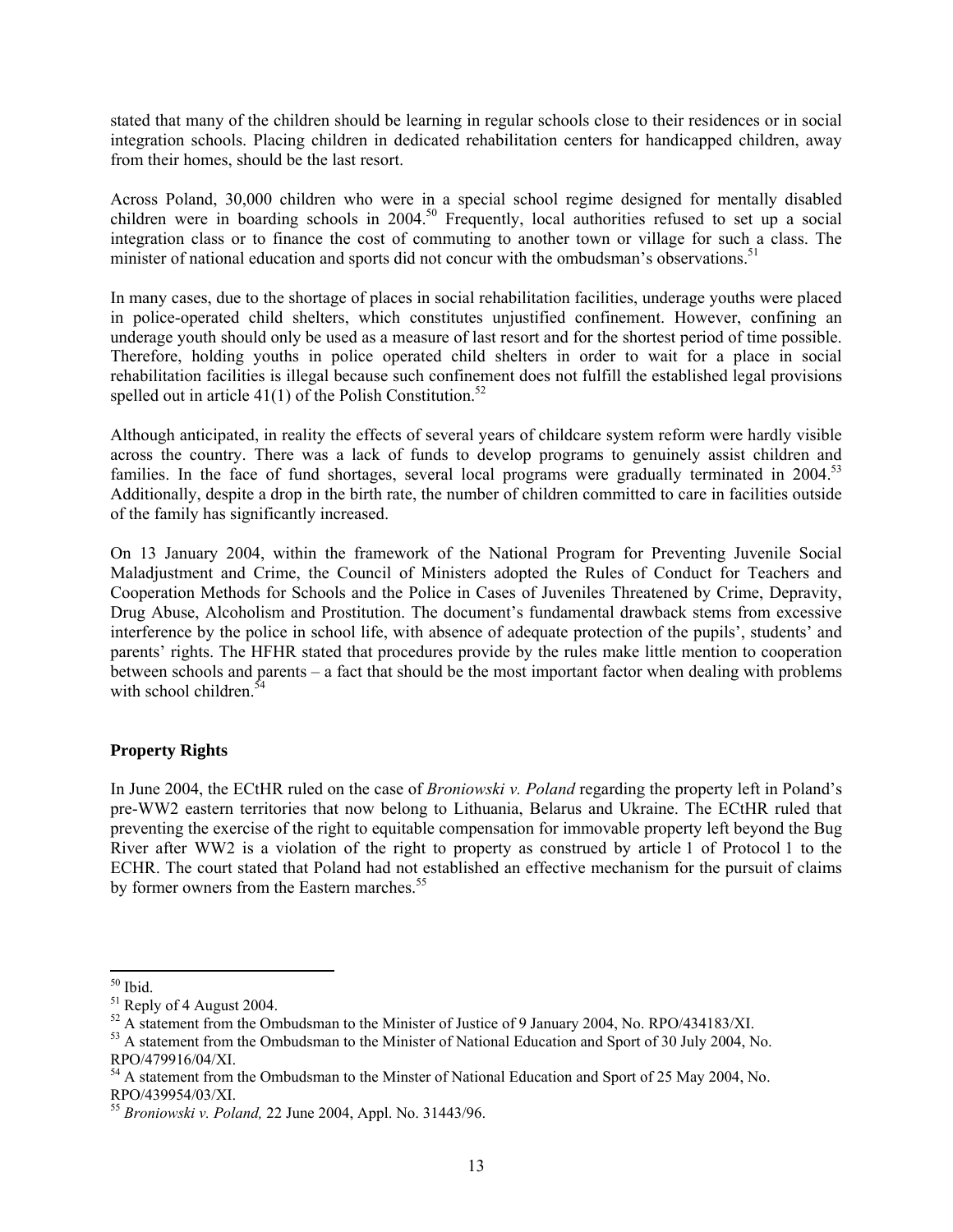stated that many of the children should be learning in regular schools close to their residences or in social integration schools. Placing children in dedicated rehabilitation centers for handicapped children, away from their homes, should be the last resort.

Across Poland, 30,000 children who were in a special school regime designed for mentally disabled children were in boarding schools in 2004.[50] Frequently, local authorities refused to set up a social integration class or to finance the cost of commuting to another town or village for such a class. The minister of national education and sports did not concur with the ombudsman's observations.[51]

In many cases, due to the shortage of places in social rehabilitation facilities, underage youths were placed in police-operated child shelters, which constitutes unjustified confinement. However, confining an underage youth should only be used as a measure of last resort and for the shortest period of time possible. Therefore, holding youths in police operated child shelters in order to wait for a place in social rehabilitation facilities is illegal because such confinement does not fulfill the established legal provisions spelled out in article 41(1) of the Polish Constitution.[52]

Although anticipated, in reality the effects of several years of childcare system reform were hardly visible across the country. There was a lack of funds to develop programs to genuinely assist children and families. In the face of fund shortages, several local programs were gradually terminated in 2004.[53] Additionally, despite a drop in the birth rate, the number of children committed to care in facilities outside of the family has significantly increased.

On 13 January 2004, within the framework of the National Program for Preventing Juvenile Social Maladjustment and Crime, the Council of Ministers adopted the Rules of Conduct for Teachers and Cooperation Methods for Schools and the Police in Cases of Juveniles Threatened by Crime, Depravity, Drug Abuse, Alcoholism and Prostitution. The document's fundamental drawback stems from excessive interference by the police in school life, with absence of adequate protection of the pupils', students' and parents' rights. The HFHR stated that procedures provide by the rules make little mention to cooperation between schools and parents – a fact that should be the most important factor when dealing with problems with school children.[54]

## Property Rights

In June 2004, the ECtHR ruled on the case of *Broniowski v. Poland* regarding the property left in Poland's pre-WW2 eastern territories that now belong to Lithuania, Belarus and Ukraine. The ECtHR ruled that preventing the exercise of the right to equitable compensation for immovable property left beyond the Bug River after WW2 is a violation of the right to property as construed by article 1 of Protocol 1 to the ECHR. The court stated that Poland had not established an effective mechanism for the pursuit of claims by former owners from the Eastern marches.[55]

---

[50] Ibid.

[51] Reply of 4 August 2004.

[52] A statement from the Ombudsman to the Minister of Justice of 9 January 2004, No. RPO/434183/XI.

[53] A statement from the Ombudsman to the Minister of National Education and Sport of 30 July 2004, No. RPO/479916/04/XI.

[54] A statement from the Ombudsman to the Minster of National Education and Sport of 25 May 2004, No. RPO/439954/03/XI.

[55] *Broniowski v. Poland,* 22 June 2004, Appl. No. 31443/96.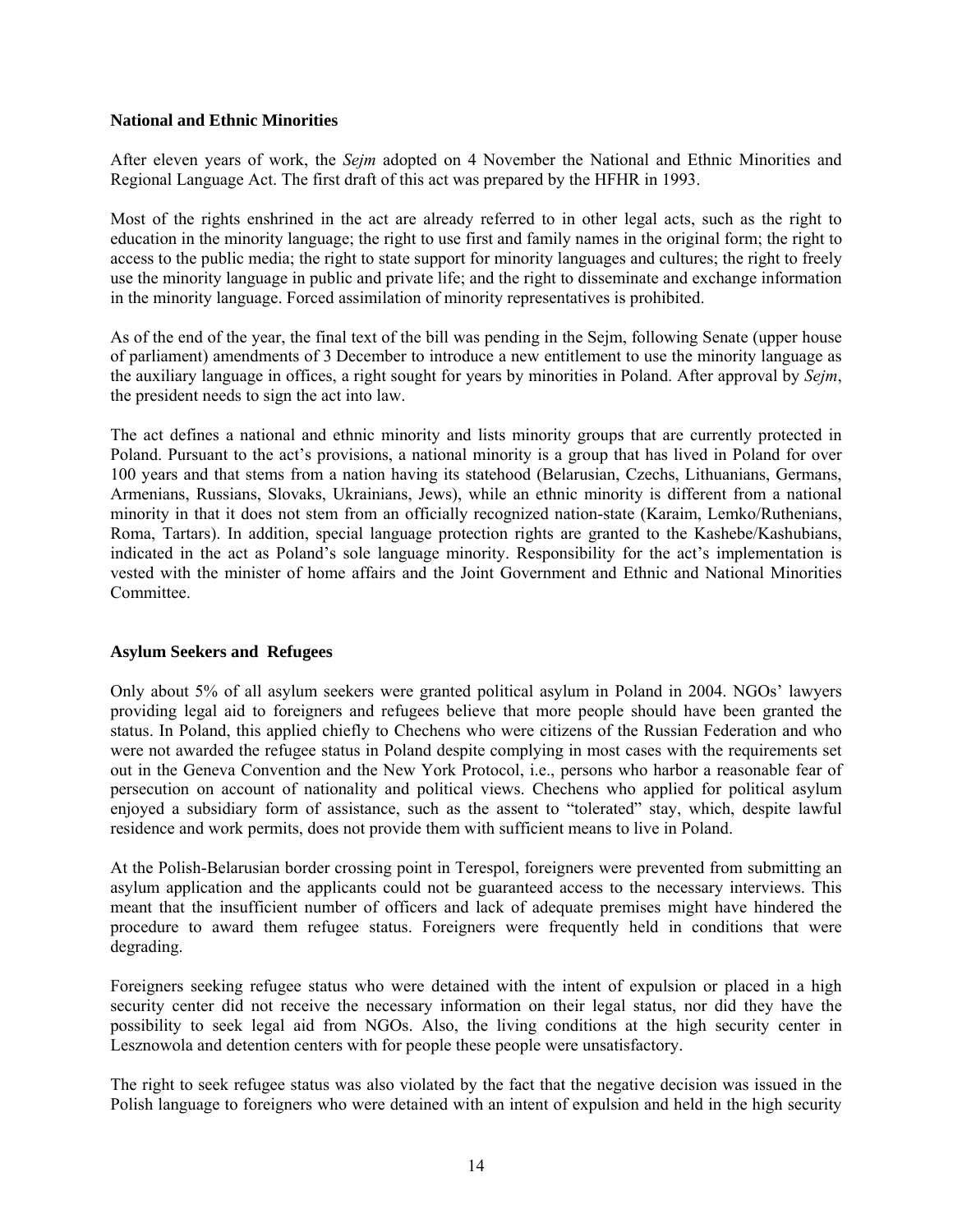**National and Ethnic Minorities**

After eleven years of work, the *Sejm* adopted on 4 November the National and Ethnic Minorities and Regional Language Act. The first draft of this act was prepared by the HFHR in 1993.

Most of the rights enshrined in the act are already referred to in other legal acts, such as the right to education in the minority language; the right to use first and family names in the original form; the right to access to the public media; the right to state support for minority languages and cultures; the right to freely use the minority language in public and private life; and the right to disseminate and exchange information in the minority language. Forced assimilation of minority representatives is prohibited.

As of the end of the year, the final text of the bill was pending in the Sejm, following Senate (upper house of parliament) amendments of 3 December to introduce a new entitlement to use the minority language as the auxiliary language in offices, a right sought for years by minorities in Poland. After approval by *Sejm*, the president needs to sign the act into law.

The act defines a national and ethnic minority and lists minority groups that are currently protected in Poland. Pursuant to the act's provisions, a national minority is a group that has lived in Poland for over 100 years and that stems from a nation having its statehood (Belarusian, Czechs, Lithuanians, Germans, Armenians, Russians, Slovaks, Ukrainians, Jews), while an ethnic minority is different from a national minority in that it does not stem from an officially recognized nation-state (Karaim, Lemko/Ruthenians, Roma, Tartars). In addition, special language protection rights are granted to the Kashebe/Kashubians, indicated in the act as Poland's sole language minority. Responsibility for the act's implementation is vested with the minister of home affairs and the Joint Government and Ethnic and National Minorities Committee.

**Asylum Seekers and Refugees**

Only about 5% of all asylum seekers were granted political asylum in Poland in 2004. NGOs' lawyers providing legal aid to foreigners and refugees believe that more people should have been granted the status. In Poland, this applied chiefly to Chechens who were citizens of the Russian Federation and who were not awarded the refugee status in Poland despite complying in most cases with the requirements set out in the Geneva Convention and the New York Protocol, i.e., persons who harbor a reasonable fear of persecution on account of nationality and political views. Chechens who applied for political asylum enjoyed a subsidiary form of assistance, such as the assent to "tolerated" stay, which, despite lawful residence and work permits, does not provide them with sufficient means to live in Poland.

At the Polish-Belarusian border crossing point in Terespol, foreigners were prevented from submitting an asylum application and the applicants could not be guaranteed access to the necessary interviews. This meant that the insufficient number of officers and lack of adequate premises might have hindered the procedure to award them refugee status. Foreigners were frequently held in conditions that were degrading.

Foreigners seeking refugee status who were detained with the intent of expulsion or placed in a high security center did not receive the necessary information on their legal status, nor did they have the possibility to seek legal aid from NGOs. Also, the living conditions at the high security center in Lesznowola and detention centers with for people these people were unsatisfactory.

The right to seek refugee status was also violated by the fact that the negative decision was issued in the Polish language to foreigners who were detained with an intent of expulsion and held in the high security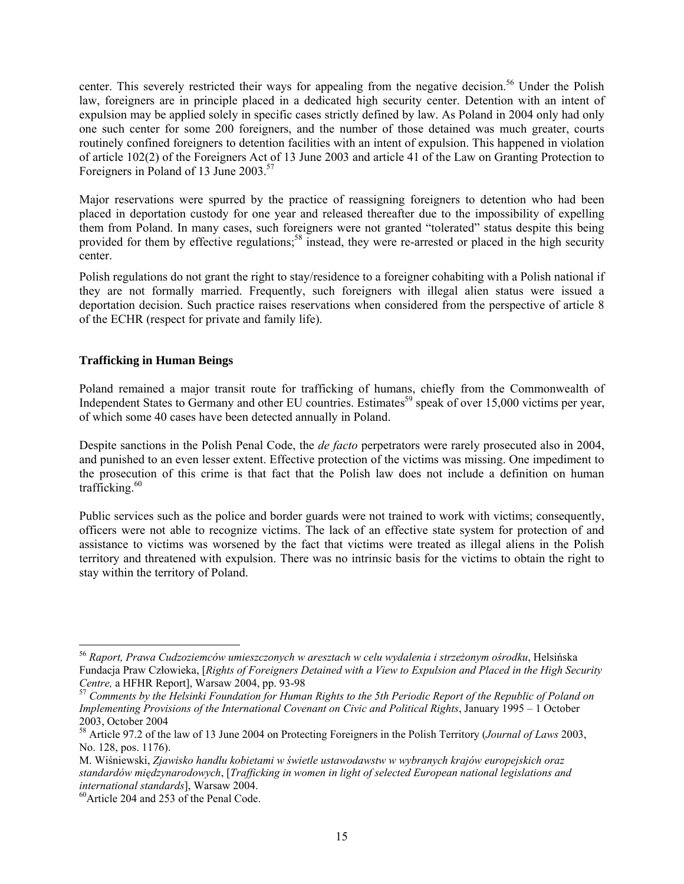center. This severely restricted their ways for appealing from the negative decision.[56] Under the Polish law, foreigners are in principle placed in a dedicated high security center. Detention with an intent of expulsion may be applied solely in specific cases strictly defined by law. As Poland in 2004 only had only one such center for some 200 foreigners, and the number of those detained was much greater, courts routinely confined foreigners to detention facilities with an intent of expulsion. This happened in violation of article 102(2) of the Foreigners Act of 13 June 2003 and article 41 of the Law on Granting Protection to Foreigners in Poland of 13 June 2003.[57]

Major reservations were spurred by the practice of reassigning foreigners to detention who had been placed in deportation custody for one year and released thereafter due to the impossibility of expelling them from Poland. In many cases, such foreigners were not granted "tolerated" status despite this being provided for them by effective regulations;[58] instead, they were re-arrested or placed in the high security center.

Polish regulations do not grant the right to stay/residence to a foreigner cohabiting with a Polish national if they are not formally married. Frequently, such foreigners with illegal alien status were issued a deportation decision. Such practice raises reservations when considered from the perspective of article 8 of the ECHR (respect for private and family life).

### Trafficking in Human Beings

Poland remained a major transit route for trafficking of humans, chiefly from the Commonwealth of Independent States to Germany and other EU countries. Estimates[59] speak of over 15,000 victims per year, of which some 40 cases have been detected annually in Poland.

Despite sanctions in the Polish Penal Code, the *de facto* perpetrators were rarely prosecuted also in 2004, and punished to an even lesser extent. Effective protection of the victims was missing. One impediment to the prosecution of this crime is that fact that the Polish law does not include a definition on human trafficking.[60]

Public services such as the police and border guards were not trained to work with victims; consequently, officers were not able to recognize victims. The lack of an effective state system for protection of and assistance to victims was worsened by the fact that victims were treated as illegal aliens in the Polish territory and threatened with expulsion. There was no intrinsic basis for the victims to obtain the right to stay within the territory of Poland.

---

[56] *Raport, Prawa Cudzoziemców umieszczonych w aresztach w celu wydalenia i strzeżonym ośrodku*, Helsińska Fundacja Praw Człowieka, [*Rights of Foreigners Detained with a View to Expulsion and Placed in the High Security Centre,* a HFHR Report], Warsaw 2004, pp. 93-98

[57] *Comments by the Helsinki Foundation for Human Rights to the 5th Periodic Report of the Republic of Poland on Implementing Provisions of the International Covenant on Civic and Political Rights*, January 1995 – 1 October 2003, October 2004

[58] Article 97.2 of the law of 13 June 2004 on Protecting Foreigners in the Polish Territory (*Journal of Laws* 2003, No. 128, pos. 1176).

M. Wiśniewski, *Zjawisko handlu kobietami w świetle ustawodawstw w wybranych krajów europejskich oraz standardów międzynarodowych*, [*Trafficking in women in light of selected European national legislations and international standards*], Warsaw 2004.

[60] Article 204 and 253 of the Penal Code.